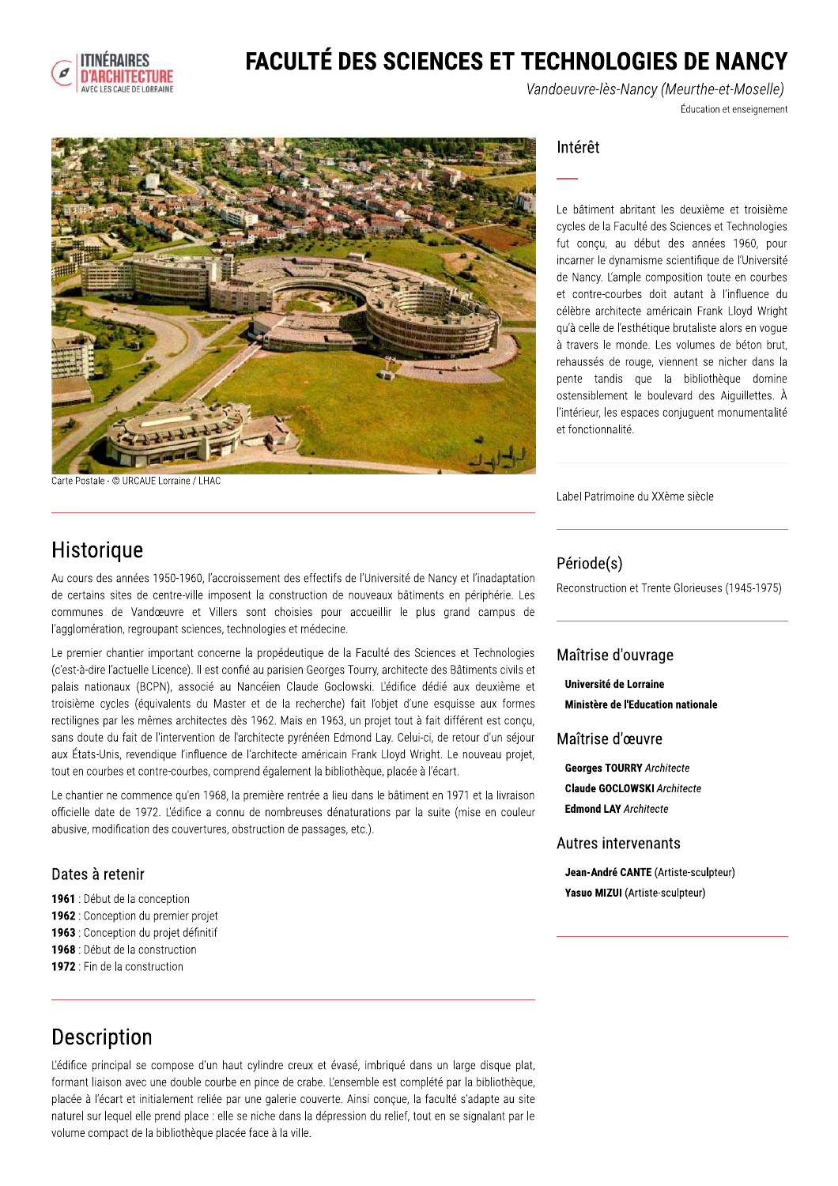# FACULTÉ DES SCIENCES ET TECHNOLOGIES DE NANCY

*Vandoeuvre-lès-Nancy (Meurthe-et-Moselle)*

Éducation et enseignement

Carte Postale - © URCAUE Lorraine / LHAC

## Intérêt

Le bâtiment abritant les deuxième et troisième cycles de la Faculté des Sciences et Technologies fut conçu, au début des années 1960, pour incarner le dynamisme scientifique de l'Université de Nancy. L'ample composition toute en courbes et contre-courbes doit autant à l'influence du célèbre architecte américain Frank Lloyd Wright qu'à celle de l'esthétique brutaliste alors en vogue à travers le monde. Les volumes de béton brut, rehaussés de rouge, viennent se nicher dans la pente tandis que la bibliothèque domine ostensiblement le boulevard des Aiguillettes. À l'intérieur, les espaces conjuguent monumentalité et fonctionnalité.

Label Patrimoine du XXème siècle

## Période(s)

Reconstruction et Trente Glorieuses (1945-1975)

## Maîtrise d'ouvrage

**Université de Lorraine**

**Ministère de l'Education nationale**

## Maîtrise d'œuvre

**Georges TOURRY** *Architecte*

**Claude GOCLOWSKI** *Architecte*

**Edmond LAY** *Architecte*

## Autres intervenants

**Jean-André CANTE** (Artiste-sculpteur)

**Yasuo MIZUI** (Artiste-sculpteur)

## Historique

Au cours des années 1950-1960, l'accroissement des effectifs de l'Université de Nancy et l'inadaptation de certains sites de centre-ville imposent la construction de nouveaux bâtiments en périphérie. Les communes de Vandœuvre et Villers sont choisies pour accueillir le plus grand campus de l'agglomération, regroupant sciences, technologies et médecine.

Le premier chantier important concerne la propédeutique de la Faculté des Sciences et Technologies (c'est-à-dire l'actuelle Licence). Il est confié au parisien Georges Tourry, architecte des Bâtiments civils et palais nationaux (BCPN), associé au Nancéien Claude Goclowski. L'édifice dédié aux deuxième et troisième cycles (équivalents du Master et de la recherche) fait l'objet d'une esquisse aux formes rectilignes par les mêmes architectes dès 1962. Mais en 1963, un projet tout à fait différent est conçu, sans doute du fait de l'intervention de l'architecte pyrénéen Edmond Lay. Celui-ci, de retour d'un séjour aux États-Unis, revendique l'influence de l'architecte américain Frank Lloyd Wright. Le nouveau projet, tout en courbes et contre-courbes, comprend également la bibliothèque, placée à l'écart.

Le chantier ne commence qu'en 1968, la première rentrée a lieu dans le bâtiment en 1971 et la livraison officielle date de 1972. L'édifice a connu de nombreuses dénaturations par la suite (mise en couleur abusive, modification des couvertures, obstruction de passages, etc.).

### Dates à retenir

**1961** : Début de la conception
**1962** : Conception du premier projet
**1963** : Conception du projet définitif
**1968** : Début de la construction
**1972** : Fin de la construction

## Description

L'édifice principal se compose d'un haut cylindre creux et évasé, imbriqué dans un large disque plat, formant liaison avec une double courbe en pince de crabe. L'ensemble est complété par la bibliothèque, placée à l'écart et initialement reliée par une galerie couverte. Ainsi conçue, la faculté s'adapte au site naturel sur lequel elle prend place : elle se niche dans la dépression du relief, tout en se signalant par le volume compact de la bibliothèque placée face à la ville.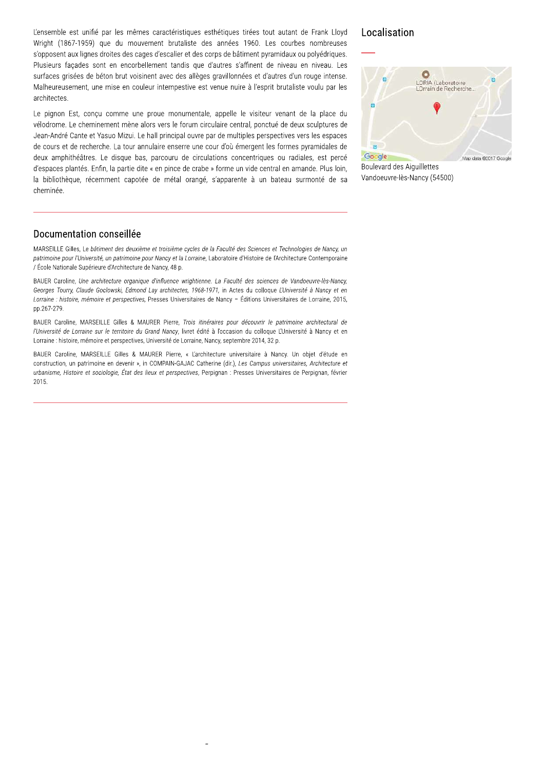L'ensemble est unifié par les mêmes caractéristiques esthétiques tirées tout autant de Frank Lloyd Wright (1867-1959) que du mouvement brutaliste des années 1960. Les courbes nombreuses s'opposent aux lignes droites des cages d'escalier et des corps de bâtiment pyramidaux ou polyédriques. Plusieurs façades sont en encorbellement tandis que d'autres s'affinent de niveau en niveau. Les surfaces grisées de béton brut voisinent avec des allèges gravillonnées et d'autres d'un rouge intense. Malheureusement, une mise en couleur intempestive est venue nuire à l'esprit brutaliste voulu par les architectes.

Le pignon Est, conçu comme une proue monumentale, appelle le visiteur venant de la place du vélodrome. Le cheminement mène alors vers le forum circulaire central, ponctué de deux sculptures de Jean-André Cante et Yasuo Mizui. Le hall principal ouvre par de multiples perspectives vers les espaces de cours et de recherche. La tour annulaire enserre une cour d'où émergent les formes pyramidales de deux amphithéâtres. Le disque bas, parcouru de circulations concentriques ou radiales, est percé d'espaces plantés. Enfin, la partie dite « en pince de crabe » forme un vide central en amande. Plus loin, la bibliothèque, récemment capotée de métal orangé, s'apparente à un bateau surmonté de sa cheminée.

## Documentation conseillée

MARSEILLE Gilles, *Le bâtiment des deuxième et troisième cycles de la Faculté des Sciences et Technologies de Nancy, un patrimoine pour l'Université, un patrimoine pour Nancy et la Lorraine*, Laboratoire d'Histoire de l'Architecture Contemporaine / École Nationale Supérieure d'Architecture de Nancy, 48 p.

BAUER Caroline, *Une architecture organique d'influence wrightienne. La Faculté des sciences de Vandoeuvre-lès-Nancy, Georges Tourry, Claude Goclowski, Edmond Lay architectes, 1968-1971*, in Actes du colloque *L'Université à Nancy et en Lorraine : histoire, mémoire et perspectives*, Presses Universitaires de Nancy – Éditions Universitaires de Lorraine, 2015, pp.267-279.

BAUER Caroline, MARSEILLE Gilles & MAURER Pierre, *Trois itinéraires pour découvrir le patrimoine architectural de l'Université de Lorraine sur le territoire du Grand Nancy*, livret édité à l'occasion du colloque L'Université à Nancy et en Lorraine : histoire, mémoire et perspectives, Université de Lorraine, Nancy, septembre 2014, 32 p.

BAUER Caroline, MARSEILLE Gilles & MAURER Pierre, « L'architecture universitaire à Nancy. Un objet d'étude en construction, un patrimoine en devenir », in COMPAIN-GAJAC Catherine (dir.), *Les Campus universitaires, Architecture et urbanisme, Histoire et sociologie, État des lieux et perspectives*, Perpignan : Presses Universitaires de Perpignan, février 2015.

## Localisation

Boulevard des Aiguillettes
Vandoeuvre-lès-Nancy (54500)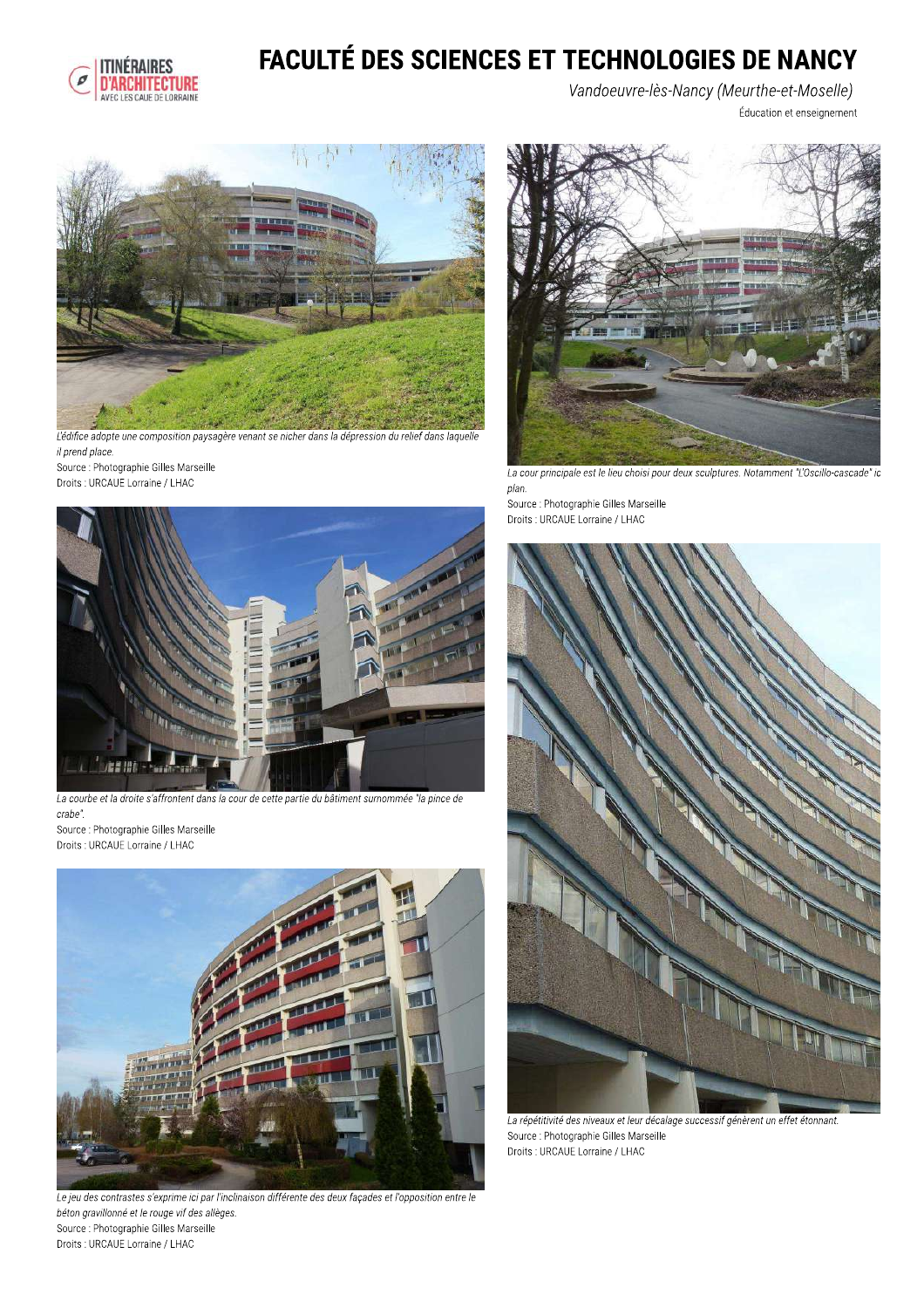# FACULTÉ DES SCIENCES ET TECHNOLOGIES DE NANCY

*Vandoeuvre-lès-Nancy (Meurthe-et-Moselle)*

Éducation et enseignement

*L'édifice adopte une composition paysagère venant se nicher dans la dépression du relief dans laquelle il prend place.*
Source : Photographie Gilles Marseille
Droits : URCAUE Lorraine / LHAC

*La cour principale est le lieu choisi pour deux sculptures. Notamment "L'Oscillo-cascade" ic plan.*
Source : Photographie Gilles Marseille
Droits : URCAUE Lorraine / LHAC

*La courbe et la droite s'affrontent dans la cour de cette partie du bâtiment surnommée "la pince de crabe".*
Source : Photographie Gilles Marseille
Droits : URCAUE Lorraine / LHAC

*La répétitivité des niveaux et leur décalage successif génèrent un effet étonnant.*
Source : Photographie Gilles Marseille
Droits : URCAUE Lorraine / LHAC

*Le jeu des contrastes s'exprime ici par l'inclinaison différente des deux façades et l'opposition entre le béton gravillonné et le rouge vif des allèges.*
Source : Photographie Gilles Marseille
Droits : URCAUE Lorraine / LHAC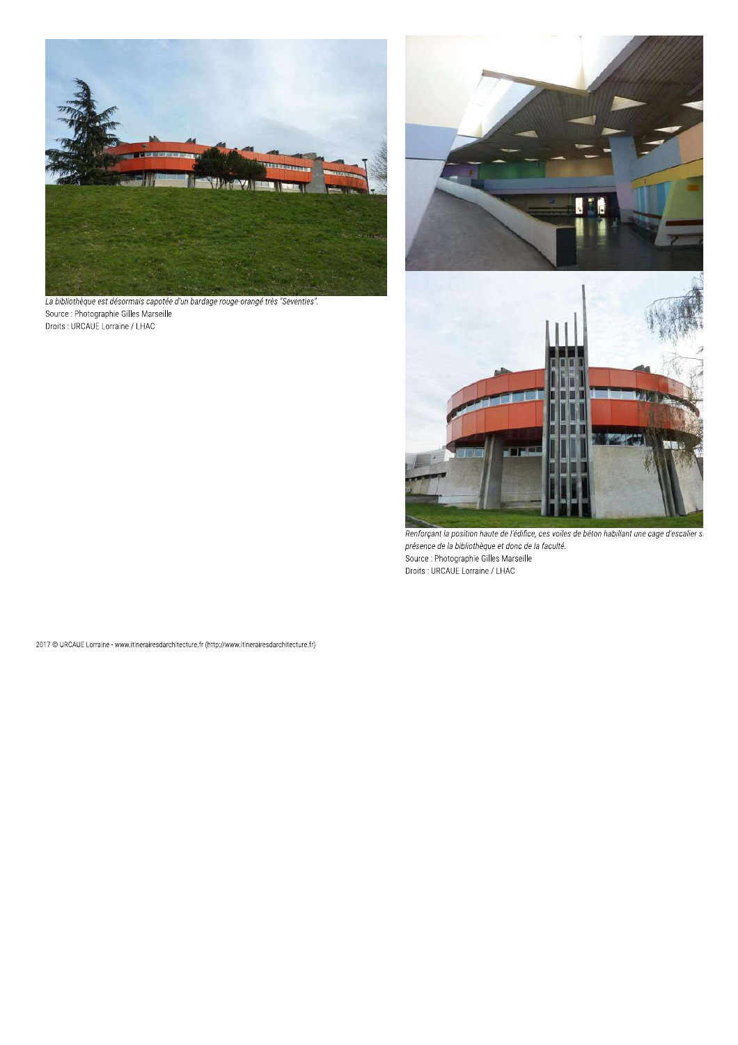*La bibliothèque est désormais capotée d'un bardage rouge-orangé très "Seventies".*
Source : Photographie Gilles Marseille
Droits : URCAUE Lorraine / LHAC

*Renforçant la position haute de l'édifice, ces voiles de béton habillant une cage d'escalier s présence de la bibliothèque et donc de la faculté.*
Source : Photographie Gilles Marseille
Droits : URCAUE Lorraine / LHAC

2017 © URCAUE Lorraine - www.itinerairesdarchitecture.fr (http://www.itinerairesdarchitecture.fr)